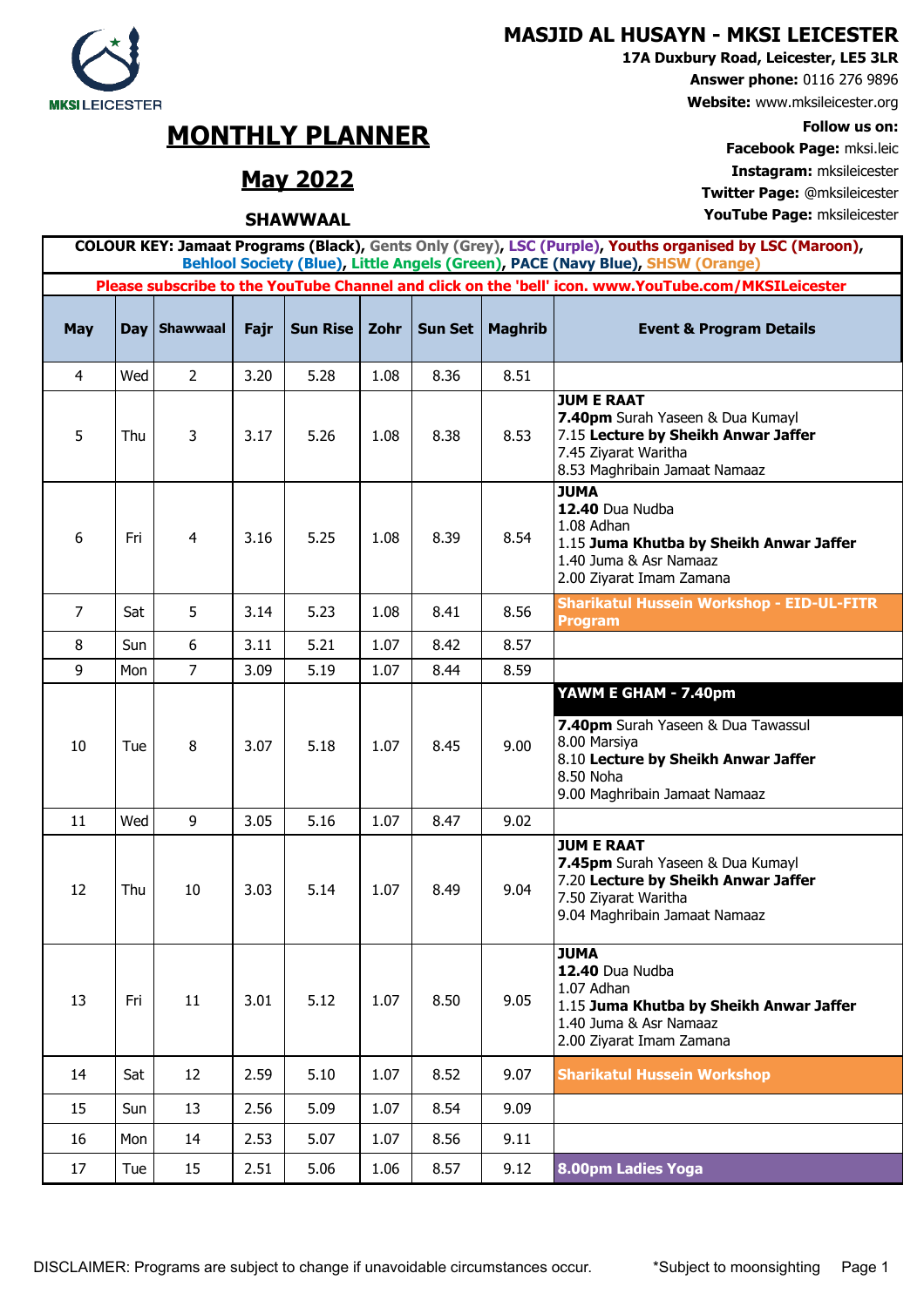MKSI LEICESTER

# MASJID AL HUSAYN - MKSI LEICESTER

**17A Duxbury Road, Leicester, LE5 3LR**
**Answer phone:** 0116 276 9896
**Website:** www.mksileicester.org
**Follow us on:**
**Facebook Page:** mksi.leic
**Instagram:** mksileicester
**Twitter Page:** @mksileicester
**YouTube Page:** mksileicester

# MONTHLY PLANNER

## May 2022

### SHAWWAAL

**COLOUR KEY: Jamaat Programs (Black), Gents Only (Grey), LSC (Purple), Youths organised by LSC (Maroon), Behlool Society (Blue), Little Angels (Green), PACE (Navy Blue), SHSW (Orange)**

**Please subscribe to the YouTube Channel and click on the 'bell' icon. www.YouTube.com/MKSILeicester**

| May | Day | Shawwaal | Fajr | Sun Rise | Zohr | Sun Set | Maghrib | Event & Program Details |
|---|---|---|---|---|---|---|---|---|
| 4 | Wed | 2 | 3.20 | 5.28 | 1.08 | 8.36 | 8.51 | |
| 5 | Thu | 3 | 3.17 | 5.26 | 1.08 | 8.38 | 8.53 | **JUM E RAAT**<br>**7.40pm** Surah Yaseen & Dua Kumayl<br>7.15 **Lecture by Sheikh Anwar Jaffer**<br>7.45 Ziyarat Waritha<br>8.53 Maghribain Jamaat Namaaz |
| 6 | Fri | 4 | 3.16 | 5.25 | 1.08 | 8.39 | 8.54 | **JUMA**<br>**12.40** Dua Nudba<br>1.08 Adhan<br>1.15 **Juma Khutba by Sheikh Anwar Jaffer**<br>1.40 Juma & Asr Namaaz<br>2.00 Ziyarat Imam Zamana |
| 7 | Sat | 5 | 3.14 | 5.23 | 1.08 | 8.41 | 8.56 | **Sharikatul Hussein Workshop - EID-UL-FITR Program** |
| 8 | Sun | 6 | 3.11 | 5.21 | 1.07 | 8.42 | 8.57 | |
| 9 | Mon | 7 | 3.09 | 5.19 | 1.07 | 8.44 | 8.59 | |
| 10 | Tue | 8 | 3.07 | 5.18 | 1.07 | 8.45 | 9.00 | **YAWM E GHAM - 7.40pm**<br>**7.40pm** Surah Yaseen & Dua Tawassul<br>8.00 Marsiya<br>8.10 **Lecture by Sheikh Anwar Jaffer**<br>8.50 Noha<br>9.00 Maghribain Jamaat Namaaz |
| 11 | Wed | 9 | 3.05 | 5.16 | 1.07 | 8.47 | 9.02 | |
| 12 | Thu | 10 | 3.03 | 5.14 | 1.07 | 8.49 | 9.04 | **JUM E RAAT**<br>**7.45pm** Surah Yaseen & Dua Kumayl<br>7.20 **Lecture by Sheikh Anwar Jaffer**<br>7.50 Ziyarat Waritha<br>9.04 Maghribain Jamaat Namaaz |
| 13 | Fri | 11 | 3.01 | 5.12 | 1.07 | 8.50 | 9.05 | **JUMA**<br>**12.40** Dua Nudba<br>1.07 Adhan<br>1.15 **Juma Khutba by Sheikh Anwar Jaffer**<br>1.40 Juma & Asr Namaaz<br>2.00 Ziyarat Imam Zamana |
| 14 | Sat | 12 | 2.59 | 5.10 | 1.07 | 8.52 | 9.07 | **Sharikatul Hussein Workshop** |
| 15 | Sun | 13 | 2.56 | 5.09 | 1.07 | 8.54 | 9.09 | |
| 16 | Mon | 14 | 2.53 | 5.07 | 1.07 | 8.56 | 9.11 | |
| 17 | Tue | 15 | 2.51 | 5.06 | 1.06 | 8.57 | 9.12 | **8.00pm Ladies Yoga** |

DISCLAIMER: Programs are subject to change if unavoidable circumstances occur. *Subject to moonsighting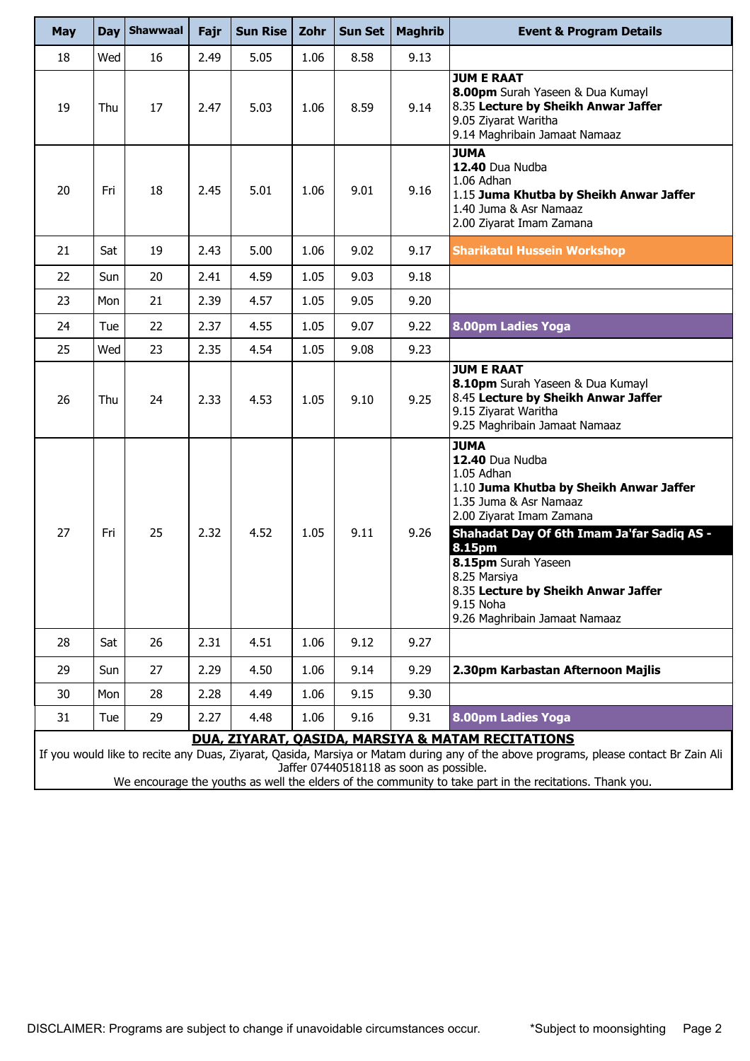| May | Day | Shawwaal | Fajr | Sun Rise | Zohr | Sun Set | Maghrib | Event & Program Details |
|---|---|---|---|---|---|---|---|---|
| 18 | Wed | 16 | 2.49 | 5.05 | 1.06 | 8.58 | 9.13 | |
| 19 | Thu | 17 | 2.47 | 5.03 | 1.06 | 8.59 | 9.14 | **JUM E RAAT**<br>**8.00pm** Surah Yaseen & Dua Kumayl<br>8.35 **Lecture by Sheikh Anwar Jaffer**<br>9.05 Ziyarat Waritha<br>9.14 Maghribain Jamaat Namaaz |
| 20 | Fri | 18 | 2.45 | 5.01 | 1.06 | 9.01 | 9.16 | **JUMA**<br>**12.40** Dua Nudba<br>1.06 Adhan<br>1.15 **Juma Khutba by Sheikh Anwar Jaffer**<br>1.40 Juma & Asr Namaaz<br>2.00 Ziyarat Imam Zamana |
| 21 | Sat | 19 | 2.43 | 5.00 | 1.06 | 9.02 | 9.17 | **Sharikatul Hussein Workshop** |
| 22 | Sun | 20 | 2.41 | 4.59 | 1.05 | 9.03 | 9.18 | |
| 23 | Mon | 21 | 2.39 | 4.57 | 1.05 | 9.05 | 9.20 | |
| 24 | Tue | 22 | 2.37 | 4.55 | 1.05 | 9.07 | 9.22 | **8.00pm Ladies Yoga** |
| 25 | Wed | 23 | 2.35 | 4.54 | 1.05 | 9.08 | 9.23 | |
| 26 | Thu | 24 | 2.33 | 4.53 | 1.05 | 9.10 | 9.25 | **JUM E RAAT**<br>**8.10pm** Surah Yaseen & Dua Kumayl<br>8.45 **Lecture by Sheikh Anwar Jaffer**<br>9.15 Ziyarat Waritha<br>9.25 Maghribain Jamaat Namaaz |
| 27 | Fri | 25 | 2.32 | 4.52 | 1.05 | 9.11 | 9.26 | **JUMA**<br>**12.40** Dua Nudba<br>1.05 Adhan<br>1.10 **Juma Khutba by Sheikh Anwar Jaffer**<br>1.35 Juma & Asr Namaaz<br>2.00 Ziyarat Imam Zamana<br>**Shahadat Day Of 6th Imam Ja'far Sadiq AS - 8.15pm**<br>**8.15pm** Surah Yaseen<br>8.25 Marsiya<br>8.35 **Lecture by Sheikh Anwar Jaffer**<br>9.15 Noha<br>9.26 Maghribain Jamaat Namaaz |
| 28 | Sat | 26 | 2.31 | 4.51 | 1.06 | 9.12 | 9.27 | |
| 29 | Sun | 27 | 2.29 | 4.50 | 1.06 | 9.14 | 9.29 | **2.30pm Karbastan Afternoon Majlis** |
| 30 | Mon | 28 | 2.28 | 4.49 | 1.06 | 9.15 | 9.30 | |
| 31 | Tue | 29 | 2.27 | 4.48 | 1.06 | 9.16 | 9.31 | **8.00pm Ladies Yoga** |

**DUA, ZIYARAT, QASIDA, MARSIYA & MATAM RECITATIONS**

If you would like to recite any Duas, Ziyarat, Qasida, Marsiya or Matam during any of the above programs, please contact Br Zain Ali Jaffer 07440518118 as soon as possible.
We encourage the youths as well the elders of the community to take part in the recitations. Thank you.

DISCLAIMER: Programs are subject to change if unavoidable circumstances occur. *Subject to moonsighting